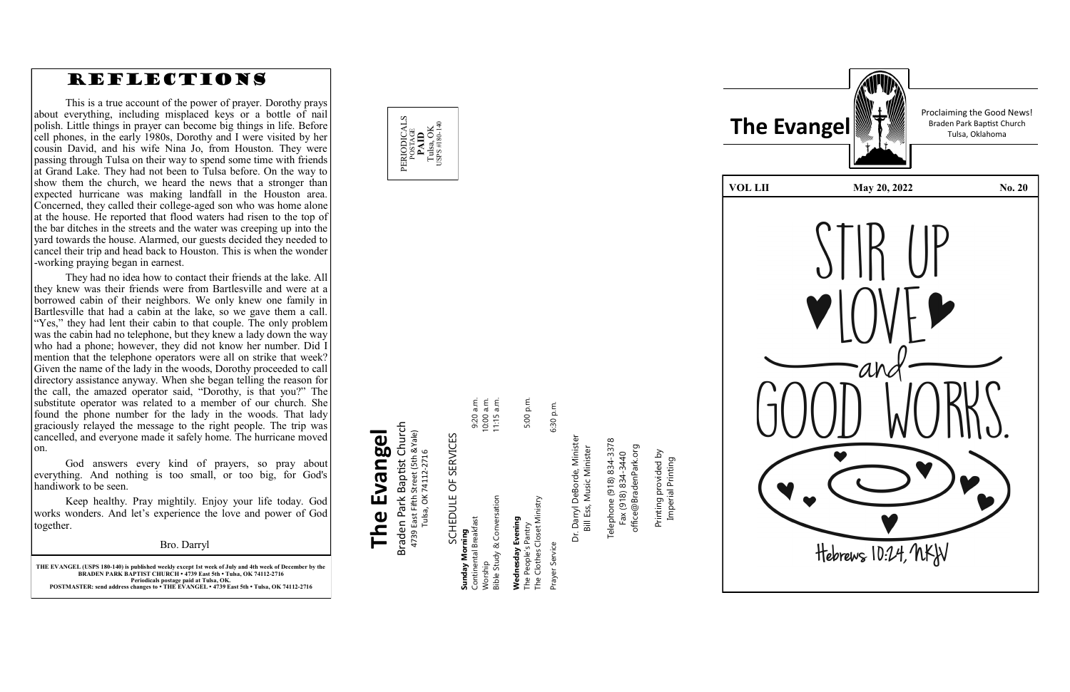# REFLECTIONS

This is a true account of the power of prayer. Dorothy prays about everything, including misplaced keys or a bottle of nail polish. Little things in prayer can become big things in life. Before cell phones, in the early 1980s, Dorothy and I were visited by her cousin David, and his wife Nina Jo, from Houston. They were passing through Tulsa on their way to spend some time with friends at Grand Lake. They had not been to Tulsa before. On the way to show them the church, we heard the news that a stronger than expected hurricane was making landfall in the Houston area. Concerned, they called their college-aged son who was home alone at the house. He reported that flood waters had risen to the top of the bar ditches in the streets and the water was creeping up into the yard towards the house. Alarmed, our guests decided they needed to cancel their trip and head back to Houston. This is when the wonder-working praying began in earnest.

They had no idea how to contact their friends at the lake. All they knew was their friends were from Bartlesville and were at a borrowed cabin of their neighbors. We only knew one family in Bartlesville that had a cabin at the lake, so we gave them a call. "Yes," they had lent their cabin to that couple. The only problem was the cabin had no telephone, but they knew a lady down the way who had a phone; however, they did not know her number. Did I mention that the telephone operators were all on strike that week? Given the name of the lady in the woods, Dorothy proceeded to call directory assistance anyway. When she began telling the reason for the call, the amazed operator said, "Dorothy, is that you?" The substitute operator was related to a member of our church. She found the phone number for the lady in the woods. That lady graciously relayed the message to the right people. The trip was cancelled, and everyone made it safely home. The hurricane moved on.

God answers every kind of prayers, so pray about everything. And nothing is too small, or too big, for God's handiwork to be seen.

Keep healthy. Pray mightily. Enjoy your life today. God works wonders. And let's experience the love and power of God together.

Bro. Darryl

**THE EVANGEL (USPS 180-140) is published weekly except 1st week of July and 4th week of December by the BRADEN PARK BAPTIST CHURCH • 4739 East 5th • Tulsa, OK 74112-2716**
**Periodicals postage paid at Tulsa, OK.**
**POSTMASTER: send address changes to • THE EVANGEL • 4739 East 5th • Tulsa, OK 74112-2716**

PERIODICALS
POSTAGE
**PAID**
Tulsa, OK
USPS #180-140

# The Evangel

Braden Park Baptist Church
4739 East Fifth Street (5th & Yale)
Tulsa, OK 74112-2716

SCHEDULE OF SERVICES

**Sunday Morning**
Continental Breakfast 9:20 a.m.
Worship 10:00 a.m.
Bible Study & Conversation 11:15 a.m.

**Wednesday Evening**
The People's Pantry 5:00 p.m.
The Clothes Closet Ministry

Prayer Service 6:30 p.m.

Dr. Darryl DeBorde, Minister
Bill Ess, Music Minister

Telephone (918) 834-3378
Fax (918) 834-3440
office@BradenPark.org

Printing provided by
Imperial Printing

# The Evangel

Proclaiming the Good News!
Braden Park Baptist Church
Tulsa, Oklahoma

| VOL LII | May 20, 2022 | No. 20 |
|---|---|---|

STIR UP LOVE and GOOD WORKS.

Hebrews 10:24, NKJV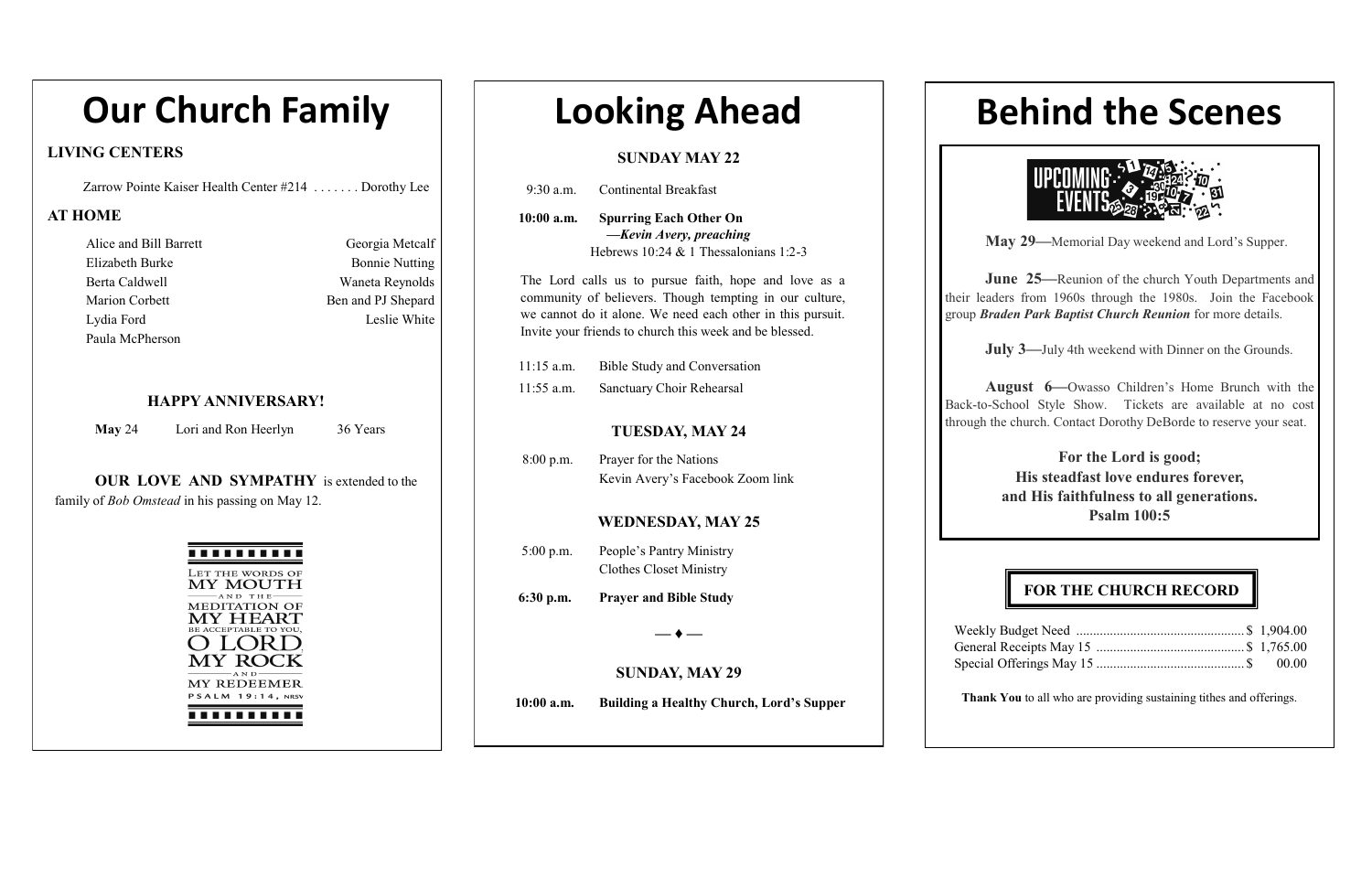# Our Church Family

### LIVING CENTERS

Zarrow Pointe Kaiser Health Center #214 . . . . . . . Dorothy Lee

### AT HOME

| | |
|---|---|
| Alice and Bill Barrett | Georgia Metcalf |
| Elizabeth Burke | Bonnie Nutting |
| Berta Caldwell | Waneta Reynolds |
| Marion Corbett | Ben and PJ Shepard |
| Lydia Ford | Leslie White |
| Paula McPherson | |

### HAPPY ANNIVERSARY!

| | | |
|---|---|---|
| **May** 24 | Lori and Ron Heerlyn | 36 Years |

**OUR LOVE AND SYMPATHY** is extended to the family of *Bob Omstead* in his passing on May 12.

LET THE WORDS OF MY MOUTH AND THE MEDITATION OF MY HEART BE ACCEPTABLE TO YOU, O LORD, MY ROCK AND MY REDEEMER
PSALM 19:14, NRSV

# Looking Ahead

### SUNDAY MAY 22

9:30 a.m. Continental Breakfast

**10:00 a.m. Spurring Each Other On**
***—Kevin Avery, preaching***
Hebrews 10:24 & 1 Thessalonians 1:2-3

The Lord calls us to pursue faith, hope and love as a community of believers. Though tempting in our culture, we cannot do it alone. We need each other in this pursuit. Invite your friends to church this week and be blessed.

11:15 a.m. Bible Study and Conversation

11:55 a.m. Sanctuary Choir Rehearsal

### TUESDAY, MAY 24

8:00 p.m. Prayer for the Nations
Kevin Avery's Facebook Zoom link

### WEDNESDAY, MAY 25

5:00 p.m. People's Pantry Ministry
Clothes Closet Ministry

**6:30 p.m. Prayer and Bible Study**

— ♦ —

### SUNDAY, MAY 29

**10:00 a.m. Building a Healthy Church, Lord's Supper**

# Behind the Scenes

UPCOMING EVENTS

**May 29—**Memorial Day weekend and Lord's Supper.

**June 25—**Reunion of the church Youth Departments and their leaders from 1960s through the 1980s. Join the Facebook group ***Braden Park Baptist Church Reunion*** for more details.

**July 3—**July 4th weekend with Dinner on the Grounds.

**August 6—**Owasso Children's Home Brunch with the Back-to-School Style Show. Tickets are available at no cost through the church. Contact Dorothy DeBorde to reserve your seat.

**For the Lord is good;**
**His steadfast love endures forever,**
**and His faithfulness to all generations.**
**Psalm 100:5**

### FOR THE CHURCH RECORD

| | |
|---|---|
| Weekly Budget Need | $ 1,904.00 |
| General Receipts May 15 | $ 1,765.00 |
| Special Offerings May 15 | $ 00.00 |

**Thank You** to all who are providing sustaining tithes and offerings.